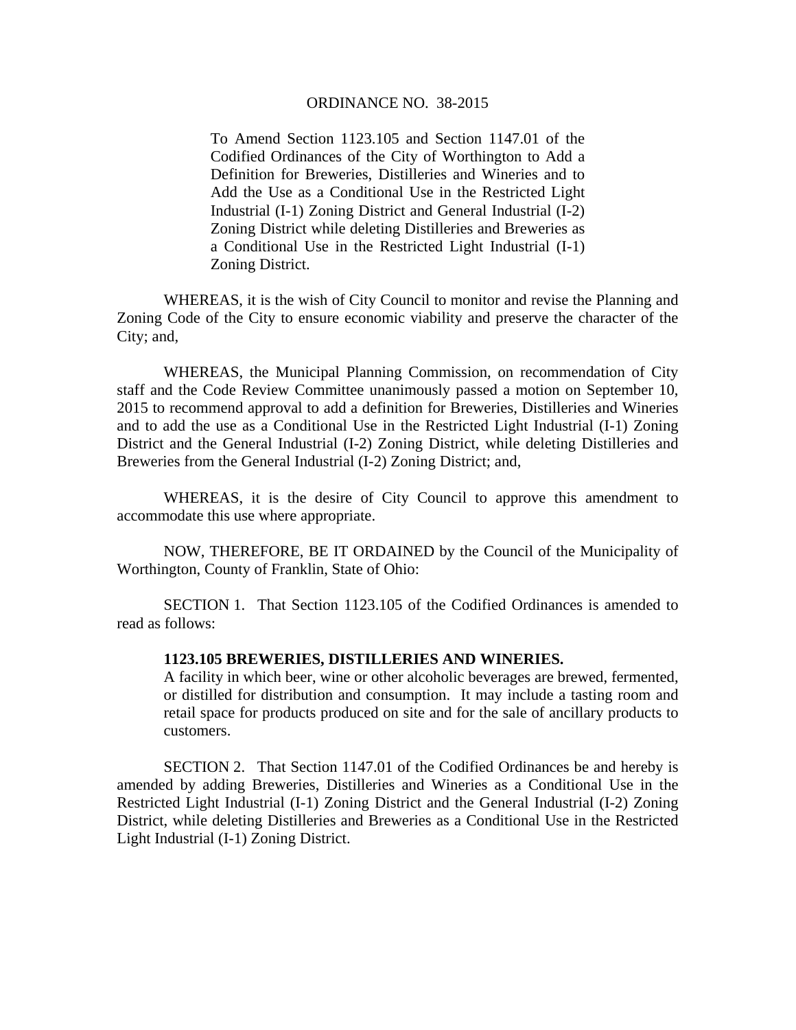# ORDINANCE NO. 38-2015

To Amend Section 1123.105 and Section 1147.01 of the Codified Ordinances of the City of Worthington to Add a Definition for Breweries, Distilleries and Wineries and to Add the Use as a Conditional Use in the Restricted Light Industrial (I-1) Zoning District and General Industrial (I-2) Zoning District while deleting Distilleries and Breweries as a Conditional Use in the Restricted Light Industrial (I-1) Zoning District.

WHEREAS, it is the wish of City Council to monitor and revise the Planning and Zoning Code of the City to ensure economic viability and preserve the character of the City; and,

WHEREAS, the Municipal Planning Commission, on recommendation of City staff and the Code Review Committee unanimously passed a motion on September 10, 2015 to recommend approval to add a definition for Breweries, Distilleries and Wineries and to add the use as a Conditional Use in the Restricted Light Industrial (I-1) Zoning District and the General Industrial (I-2) Zoning District, while deleting Distilleries and Breweries from the General Industrial (I-2) Zoning District; and,

WHEREAS, it is the desire of City Council to approve this amendment to accommodate this use where appropriate.

NOW, THEREFORE, BE IT ORDAINED by the Council of the Municipality of Worthington, County of Franklin, State of Ohio:

SECTION 1. That Section 1123.105 of the Codified Ordinances is amended to read as follows:

**1123.105 BREWERIES, DISTILLERIES AND WINERIES.**
A facility in which beer, wine or other alcoholic beverages are brewed, fermented, or distilled for distribution and consumption. It may include a tasting room and retail space for products produced on site and for the sale of ancillary products to customers.

SECTION 2. That Section 1147.01 of the Codified Ordinances be and hereby is amended by adding Breweries, Distilleries and Wineries as a Conditional Use in the Restricted Light Industrial (I-1) Zoning District and the General Industrial (I-2) Zoning District, while deleting Distilleries and Breweries as a Conditional Use in the Restricted Light Industrial (I-1) Zoning District.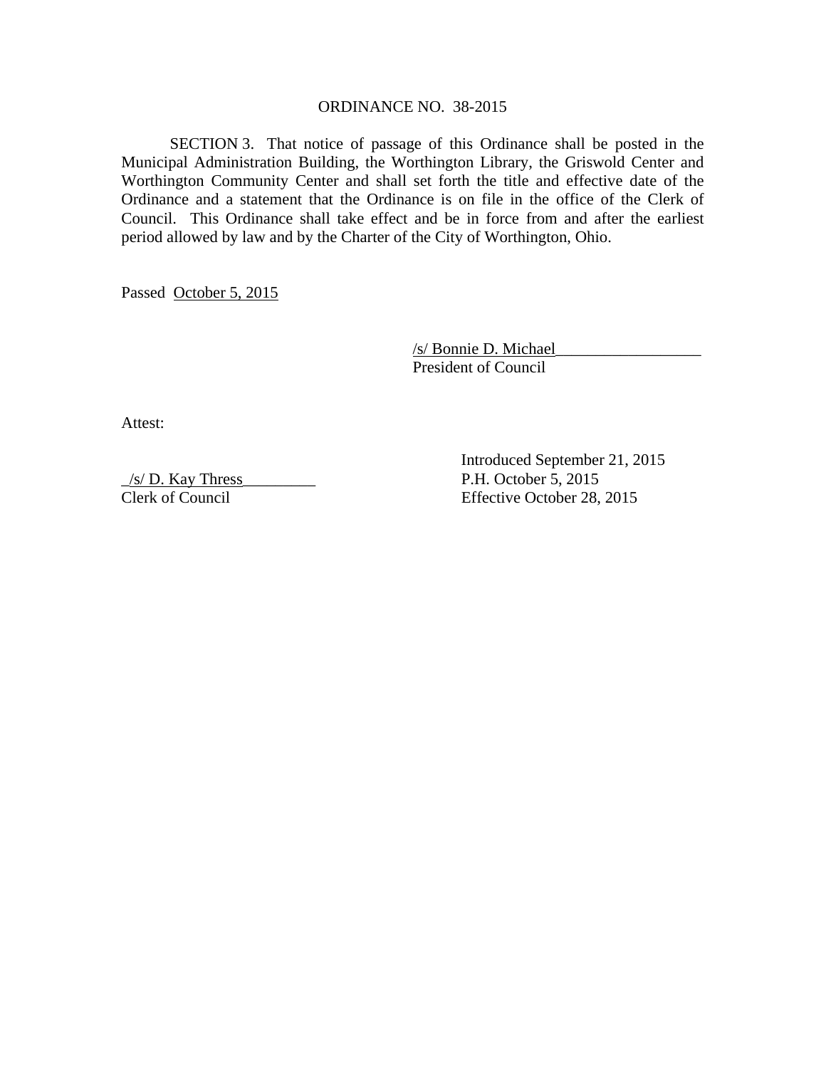ORDINANCE NO. 38-2015

SECTION 3. That notice of passage of this Ordinance shall be posted in the Municipal Administration Building, the Worthington Library, the Griswold Center and Worthington Community Center and shall set forth the title and effective date of the Ordinance and a statement that the Ordinance is on file in the office of the Clerk of Council. This Ordinance shall take effect and be in force from and after the earliest period allowed by law and by the Charter of the City of Worthington, Ohio.

Passed October 5, 2015

/s/ Bonnie D. Michael
President of Council

Attest:

/s/ D. Kay Thress
Clerk of Council

Introduced September 21, 2015
P.H. October 5, 2015
Effective October 28, 2015